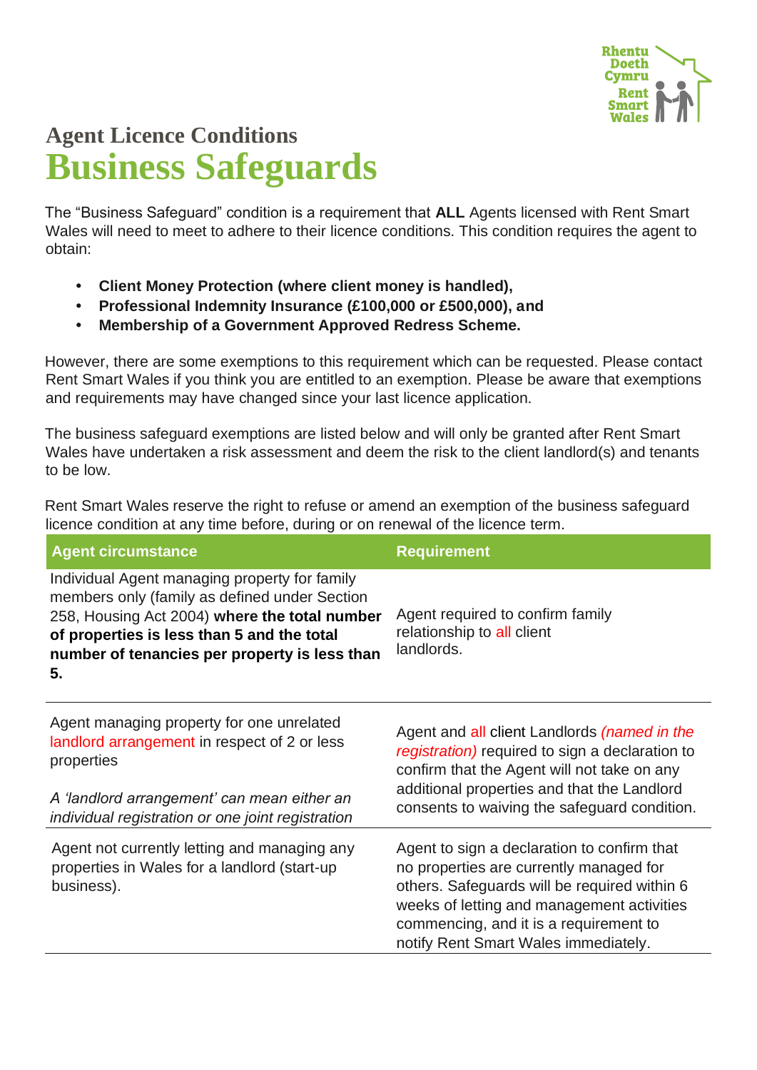# Agent Licence Conditions
# Business Safeguards

The "Business Safeguard" condition is a requirement that **ALL** Agents licensed with Rent Smart Wales will need to meet to adhere to their licence conditions. This condition requires the agent to obtain:

- **Client Money Protection (where client money is handled),**
- **Professional Indemnity Insurance (£100,000 or £500,000), and**
- **Membership of a Government Approved Redress Scheme.**

However, there are some exemptions to this requirement which can be requested. Please contact Rent Smart Wales if you think you are entitled to an exemption. Please be aware that exemptions and requirements may have changed since your last licence application.

The business safeguard exemptions are listed below and will only be granted after Rent Smart Wales have undertaken a risk assessment and deem the risk to the client landlord(s) and tenants to be low.

Rent Smart Wales reserve the right to refuse or amend an exemption of the business safeguard licence condition at any time before, during or on renewal of the licence term.

| Agent circumstance | Requirement |
|---|---|
| Individual Agent managing property for family members only (family as defined under Section 258, Housing Act 2004) **where the total number of properties is less than 5 and the total number of tenancies per property is less than 5.** | Agent required to confirm family relationship to all client landlords. |
| Agent managing property for one unrelated landlord arrangement in respect of 2 or less properties<br><br>*A 'landlord arrangement' can mean either an individual registration or one joint registration* | Agent and all client Landlords *(named in the registration)* required to sign a declaration to confirm that the Agent will not take on any additional properties and that the Landlord consents to waiving the safeguard condition. |
| Agent not currently letting and managing any properties in Wales for a landlord (start-up business). | Agent to sign a declaration to confirm that no properties are currently managed for others. Safeguards will be required within 6 weeks of letting and management activities commencing, and it is a requirement to notify Rent Smart Wales immediately. |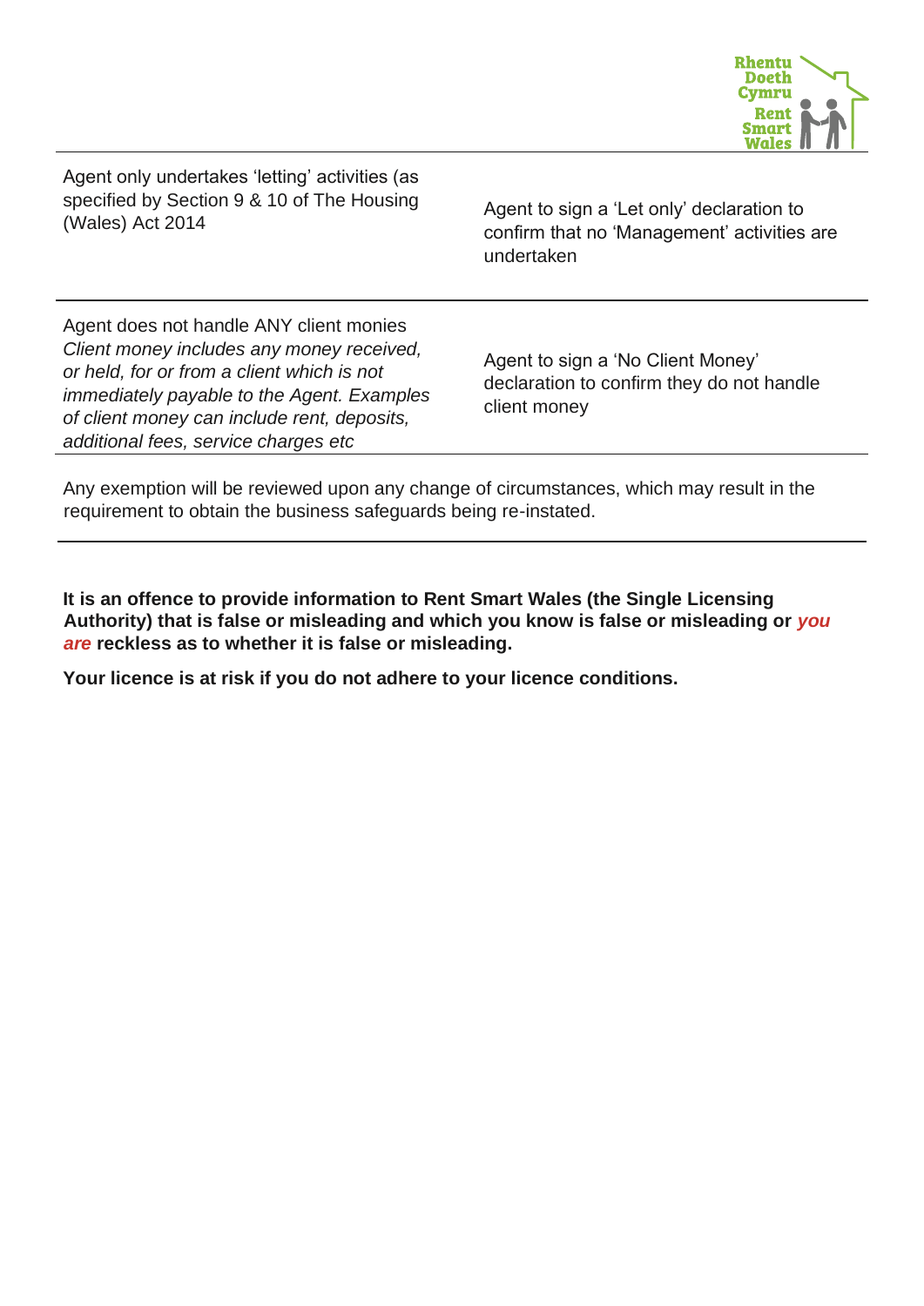| | |
|---|---|
| Agent only undertakes 'letting' activities (as specified by Section 9 & 10 of The Housing (Wales) Act 2014 | Agent to sign a 'Let only' declaration to confirm that no 'Management' activities are undertaken |
| Agent does not handle ANY client monies *Client money includes any money received, or held, for or from a client which is not immediately payable to the Agent. Examples of client money can include rent, deposits, additional fees, service charges etc* | Agent to sign a 'No Client Money' declaration to confirm they do not handle client money |

Any exemption will be reviewed upon any change of circumstances, which may result in the requirement to obtain the business safeguards being re-instated.

**It is an offence to provide information to Rent Smart Wales (the Single Licensing Authority) that is false or misleading and which you know is false or misleading or *you are* reckless as to whether it is false or misleading.**

**Your licence is at risk if you do not adhere to your licence conditions.**